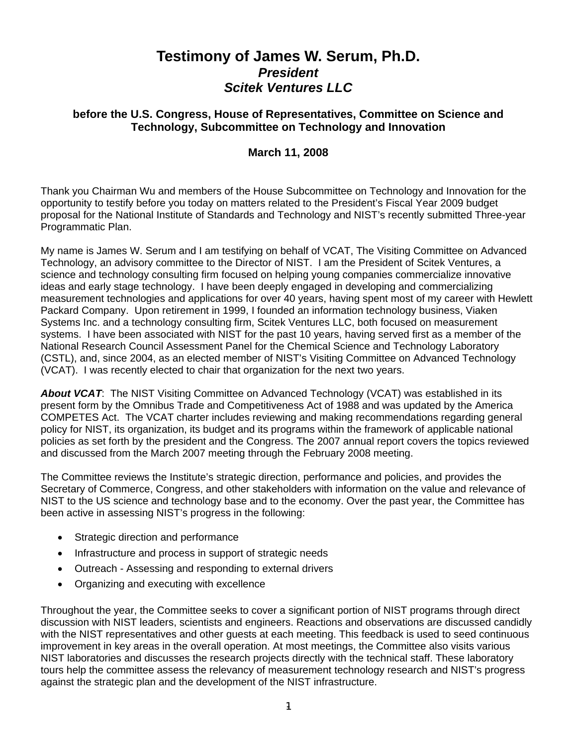# Testimony of James W. Serum, Ph.D.
## *President*
## *Scitek Ventures LLC*

### before the U.S. Congress, House of Representatives, Committee on Science and Technology, Subcommittee on Technology and Innovation

### March 11, 2008

Thank you Chairman Wu and members of the House Subcommittee on Technology and Innovation for the opportunity to testify before you today on matters related to the President's Fiscal Year 2009 budget proposal for the National Institute of Standards and Technology and NIST's recently submitted Three-year Programmatic Plan.

My name is James W. Serum and I am testifying on behalf of VCAT, The Visiting Committee on Advanced Technology, an advisory committee to the Director of NIST. I am the President of Scitek Ventures, a science and technology consulting firm focused on helping young companies commercialize innovative ideas and early stage technology. I have been deeply engaged in developing and commercializing measurement technologies and applications for over 40 years, having spent most of my career with Hewlett Packard Company. Upon retirement in 1999, I founded an information technology business, Viaken Systems Inc. and a technology consulting firm, Scitek Ventures LLC, both focused on measurement systems. I have been associated with NIST for the past 10 years, having served first as a member of the National Research Council Assessment Panel for the Chemical Science and Technology Laboratory (CSTL), and, since 2004, as an elected member of NIST's Visiting Committee on Advanced Technology (VCAT). I was recently elected to chair that organization for the next two years.

***About VCAT***: The NIST Visiting Committee on Advanced Technology (VCAT) was established in its present form by the Omnibus Trade and Competitiveness Act of 1988 and was updated by the America COMPETES Act. The VCAT charter includes reviewing and making recommendations regarding general policy for NIST, its organization, its budget and its programs within the framework of applicable national policies as set forth by the president and the Congress. The 2007 annual report covers the topics reviewed and discussed from the March 2007 meeting through the February 2008 meeting.

The Committee reviews the Institute's strategic direction, performance and policies, and provides the Secretary of Commerce, Congress, and other stakeholders with information on the value and relevance of NIST to the US science and technology base and to the economy. Over the past year, the Committee has been active in assessing NIST's progress in the following:

- Strategic direction and performance
- Infrastructure and process in support of strategic needs
- Outreach - Assessing and responding to external drivers
- Organizing and executing with excellence

Throughout the year, the Committee seeks to cover a significant portion of NIST programs through direct discussion with NIST leaders, scientists and engineers. Reactions and observations are discussed candidly with the NIST representatives and other guests at each meeting. This feedback is used to seed continuous improvement in key areas in the overall operation. At most meetings, the Committee also visits various NIST laboratories and discusses the research projects directly with the technical staff. These laboratory tours help the committee assess the relevancy of measurement technology research and NIST's progress against the strategic plan and the development of the NIST infrastructure.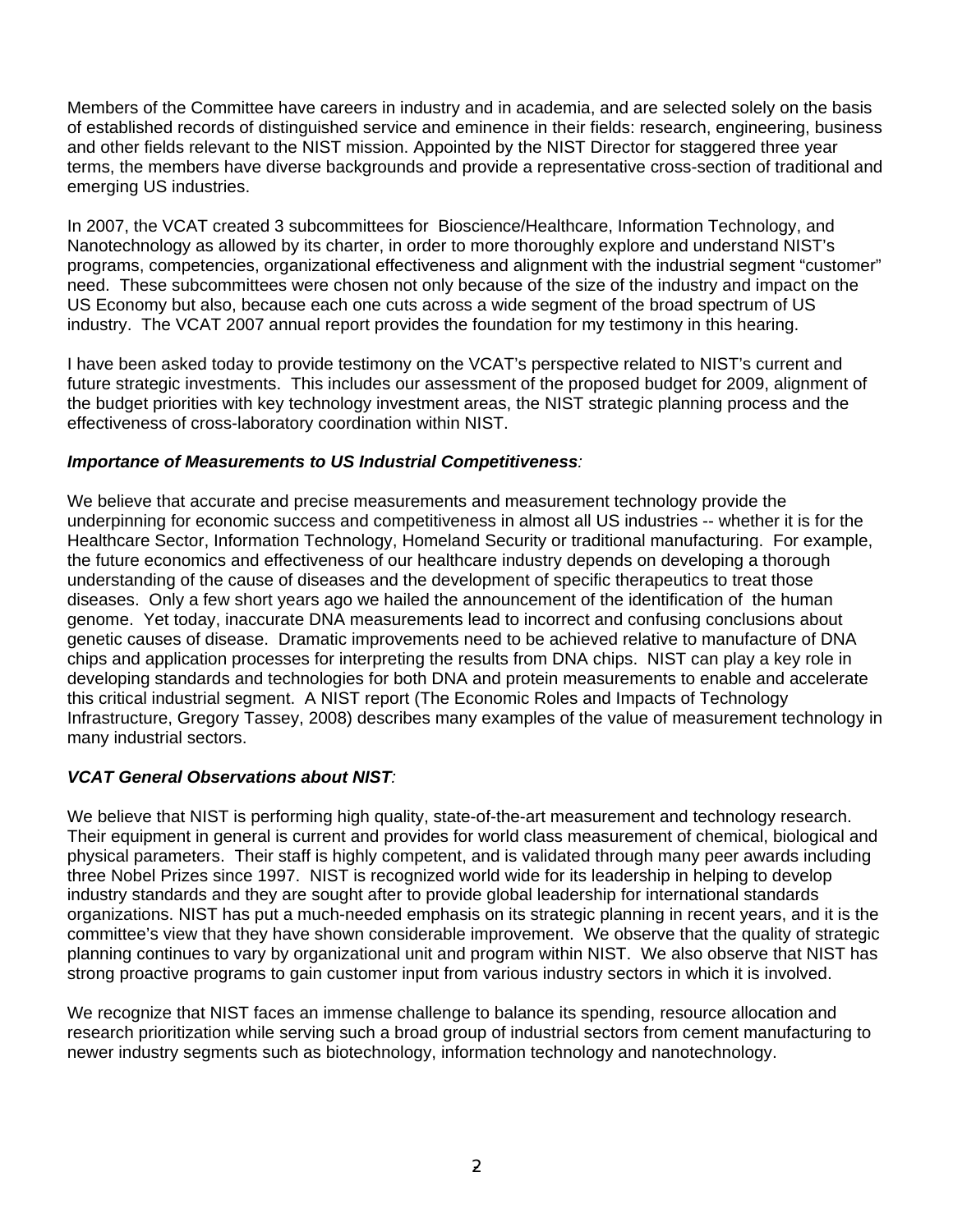Members of the Committee have careers in industry and in academia, and are selected solely on the basis of established records of distinguished service and eminence in their fields: research, engineering, business and other fields relevant to the NIST mission. Appointed by the NIST Director for staggered three year terms, the members have diverse backgrounds and provide a representative cross-section of traditional and emerging US industries.

In 2007, the VCAT created 3 subcommittees for Bioscience/Healthcare, Information Technology, and Nanotechnology as allowed by its charter, in order to more thoroughly explore and understand NIST's programs, competencies, organizational effectiveness and alignment with the industrial segment "customer" need. These subcommittees were chosen not only because of the size of the industry and impact on the US Economy but also, because each one cuts across a wide segment of the broad spectrum of US industry. The VCAT 2007 annual report provides the foundation for my testimony in this hearing.

I have been asked today to provide testimony on the VCAT's perspective related to NIST's current and future strategic investments. This includes our assessment of the proposed budget for 2009, alignment of the budget priorities with key technology investment areas, the NIST strategic planning process and the effectiveness of cross-laboratory coordination within NIST.

***Importance of Measurements to US Industrial Competitiveness**:*

We believe that accurate and precise measurements and measurement technology provide the underpinning for economic success and competitiveness in almost all US industries -- whether it is for the Healthcare Sector, Information Technology, Homeland Security or traditional manufacturing. For example, the future economics and effectiveness of our healthcare industry depends on developing a thorough understanding of the cause of diseases and the development of specific therapeutics to treat those diseases. Only a few short years ago we hailed the announcement of the identification of the human genome. Yet today, inaccurate DNA measurements lead to incorrect and confusing conclusions about genetic causes of disease. Dramatic improvements need to be achieved relative to manufacture of DNA chips and application processes for interpreting the results from DNA chips. NIST can play a key role in developing standards and technologies for both DNA and protein measurements to enable and accelerate this critical industrial segment. A NIST report (The Economic Roles and Impacts of Technology Infrastructure, Gregory Tassey, 2008) describes many examples of the value of measurement technology in many industrial sectors.

***VCAT General Observations about NIST**:*

We believe that NIST is performing high quality, state-of-the-art measurement and technology research. Their equipment in general is current and provides for world class measurement of chemical, biological and physical parameters. Their staff is highly competent, and is validated through many peer awards including three Nobel Prizes since 1997. NIST is recognized world wide for its leadership in helping to develop industry standards and they are sought after to provide global leadership for international standards organizations. NIST has put a much-needed emphasis on its strategic planning in recent years, and it is the committee's view that they have shown considerable improvement. We observe that the quality of strategic planning continues to vary by organizational unit and program within NIST. We also observe that NIST has strong proactive programs to gain customer input from various industry sectors in which it is involved.

We recognize that NIST faces an immense challenge to balance its spending, resource allocation and research prioritization while serving such a broad group of industrial sectors from cement manufacturing to newer industry segments such as biotechnology, information technology and nanotechnology.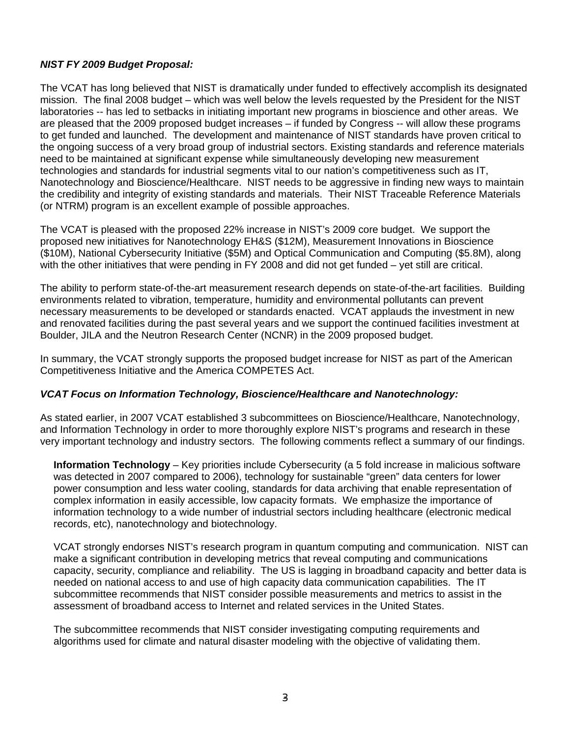***NIST FY 2009 Budget Proposal:***

The VCAT has long believed that NIST is dramatically under funded to effectively accomplish its designated mission. The final 2008 budget – which was well below the levels requested by the President for the NIST laboratories -- has led to setbacks in initiating important new programs in bioscience and other areas. We are pleased that the 2009 proposed budget increases – if funded by Congress -- will allow these programs to get funded and launched. The development and maintenance of NIST standards have proven critical to the ongoing success of a very broad group of industrial sectors. Existing standards and reference materials need to be maintained at significant expense while simultaneously developing new measurement technologies and standards for industrial segments vital to our nation's competitiveness such as IT, Nanotechnology and Bioscience/Healthcare. NIST needs to be aggressive in finding new ways to maintain the credibility and integrity of existing standards and materials. Their NIST Traceable Reference Materials (or NTRM) program is an excellent example of possible approaches.

The VCAT is pleased with the proposed 22% increase in NIST's 2009 core budget. We support the proposed new initiatives for Nanotechnology EH&S ($12M), Measurement Innovations in Bioscience ($10M), National Cybersecurity Initiative ($5M) and Optical Communication and Computing ($5.8M), along with the other initiatives that were pending in FY 2008 and did not get funded – yet still are critical.

The ability to perform state-of-the-art measurement research depends on state-of-the-art facilities. Building environments related to vibration, temperature, humidity and environmental pollutants can prevent necessary measurements to be developed or standards enacted. VCAT applauds the investment in new and renovated facilities during the past several years and we support the continued facilities investment at Boulder, JILA and the Neutron Research Center (NCNR) in the 2009 proposed budget.

In summary, the VCAT strongly supports the proposed budget increase for NIST as part of the American Competitiveness Initiative and the America COMPETES Act.

***VCAT Focus on Information Technology, Bioscience/Healthcare and Nanotechnology:***

As stated earlier, in 2007 VCAT established 3 subcommittees on Bioscience/Healthcare, Nanotechnology, and Information Technology in order to more thoroughly explore NIST's programs and research in these very important technology and industry sectors. The following comments reflect a summary of our findings.

**Information Technology** – Key priorities include Cybersecurity (a 5 fold increase in malicious software was detected in 2007 compared to 2006), technology for sustainable "green" data centers for lower power consumption and less water cooling, standards for data archiving that enable representation of complex information in easily accessible, low capacity formats. We emphasize the importance of information technology to a wide number of industrial sectors including healthcare (electronic medical records, etc), nanotechnology and biotechnology.

VCAT strongly endorses NIST's research program in quantum computing and communication. NIST can make a significant contribution in developing metrics that reveal computing and communications capacity, security, compliance and reliability. The US is lagging in broadband capacity and better data is needed on national access to and use of high capacity data communication capabilities. The IT subcommittee recommends that NIST consider possible measurements and metrics to assist in the assessment of broadband access to Internet and related services in the United States.

The subcommittee recommends that NIST consider investigating computing requirements and algorithms used for climate and natural disaster modeling with the objective of validating them.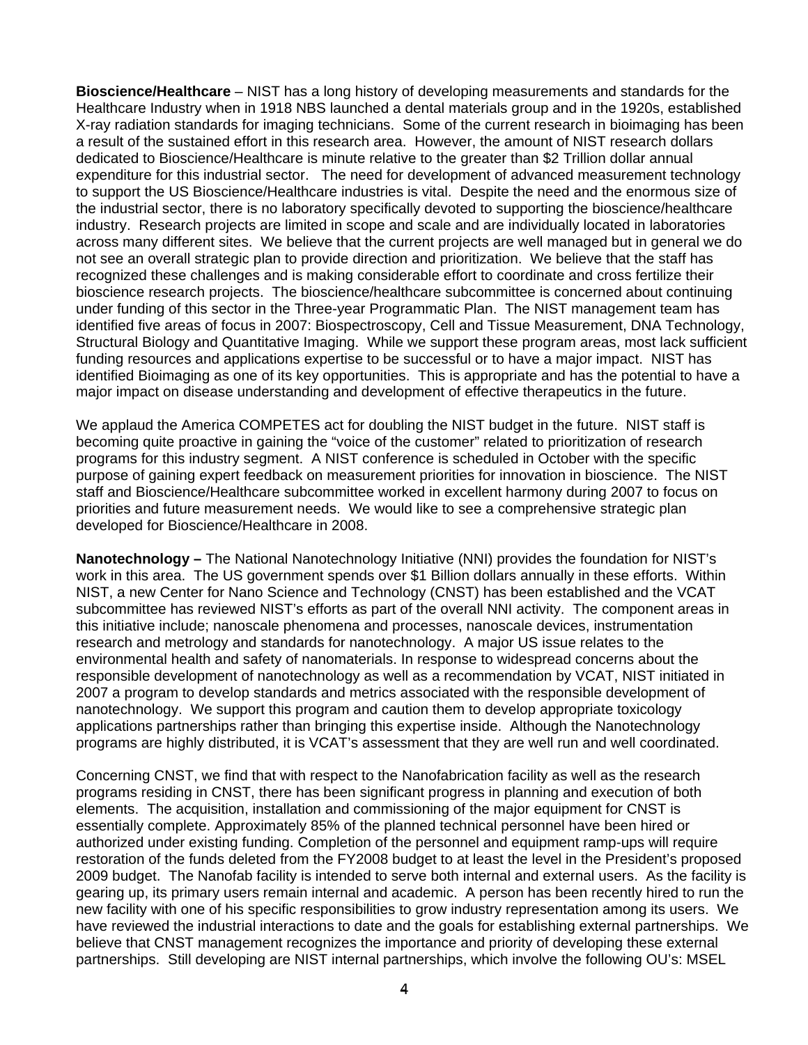**Bioscience/Healthcare** – NIST has a long history of developing measurements and standards for the Healthcare Industry when in 1918 NBS launched a dental materials group and in the 1920s, established X-ray radiation standards for imaging technicians. Some of the current research in bioimaging has been a result of the sustained effort in this research area. However, the amount of NIST research dollars dedicated to Bioscience/Healthcare is minute relative to the greater than $2 Trillion dollar annual expenditure for this industrial sector. The need for development of advanced measurement technology to support the US Bioscience/Healthcare industries is vital. Despite the need and the enormous size of the industrial sector, there is no laboratory specifically devoted to supporting the bioscience/healthcare industry. Research projects are limited in scope and scale and are individually located in laboratories across many different sites. We believe that the current projects are well managed but in general we do not see an overall strategic plan to provide direction and prioritization. We believe that the staff has recognized these challenges and is making considerable effort to coordinate and cross fertilize their bioscience research projects. The bioscience/healthcare subcommittee is concerned about continuing under funding of this sector in the Three-year Programmatic Plan. The NIST management team has identified five areas of focus in 2007: Biospectroscopy, Cell and Tissue Measurement, DNA Technology, Structural Biology and Quantitative Imaging. While we support these program areas, most lack sufficient funding resources and applications expertise to be successful or to have a major impact. NIST has identified Bioimaging as one of its key opportunities. This is appropriate and has the potential to have a major impact on disease understanding and development of effective therapeutics in the future.

We applaud the America COMPETES act for doubling the NIST budget in the future. NIST staff is becoming quite proactive in gaining the "voice of the customer" related to prioritization of research programs for this industry segment. A NIST conference is scheduled in October with the specific purpose of gaining expert feedback on measurement priorities for innovation in bioscience. The NIST staff and Bioscience/Healthcare subcommittee worked in excellent harmony during 2007 to focus on priorities and future measurement needs. We would like to see a comprehensive strategic plan developed for Bioscience/Healthcare in 2008.

**Nanotechnology –** The National Nanotechnology Initiative (NNI) provides the foundation for NIST's work in this area. The US government spends over $1 Billion dollars annually in these efforts. Within NIST, a new Center for Nano Science and Technology (CNST) has been established and the VCAT subcommittee has reviewed NIST's efforts as part of the overall NNI activity. The component areas in this initiative include; nanoscale phenomena and processes, nanoscale devices, instrumentation research and metrology and standards for nanotechnology. A major US issue relates to the environmental health and safety of nanomaterials. In response to widespread concerns about the responsible development of nanotechnology as well as a recommendation by VCAT, NIST initiated in 2007 a program to develop standards and metrics associated with the responsible development of nanotechnology. We support this program and caution them to develop appropriate toxicology applications partnerships rather than bringing this expertise inside. Although the Nanotechnology programs are highly distributed, it is VCAT's assessment that they are well run and well coordinated.

Concerning CNST, we find that with respect to the Nanofabrication facility as well as the research programs residing in CNST, there has been significant progress in planning and execution of both elements. The acquisition, installation and commissioning of the major equipment for CNST is essentially complete. Approximately 85% of the planned technical personnel have been hired or authorized under existing funding. Completion of the personnel and equipment ramp-ups will require restoration of the funds deleted from the FY2008 budget to at least the level in the President's proposed 2009 budget. The Nanofab facility is intended to serve both internal and external users. As the facility is gearing up, its primary users remain internal and academic. A person has been recently hired to run the new facility with one of his specific responsibilities to grow industry representation among its users. We have reviewed the industrial interactions to date and the goals for establishing external partnerships. We believe that CNST management recognizes the importance and priority of developing these external partnerships. Still developing are NIST internal partnerships, which involve the following OU's: MSEL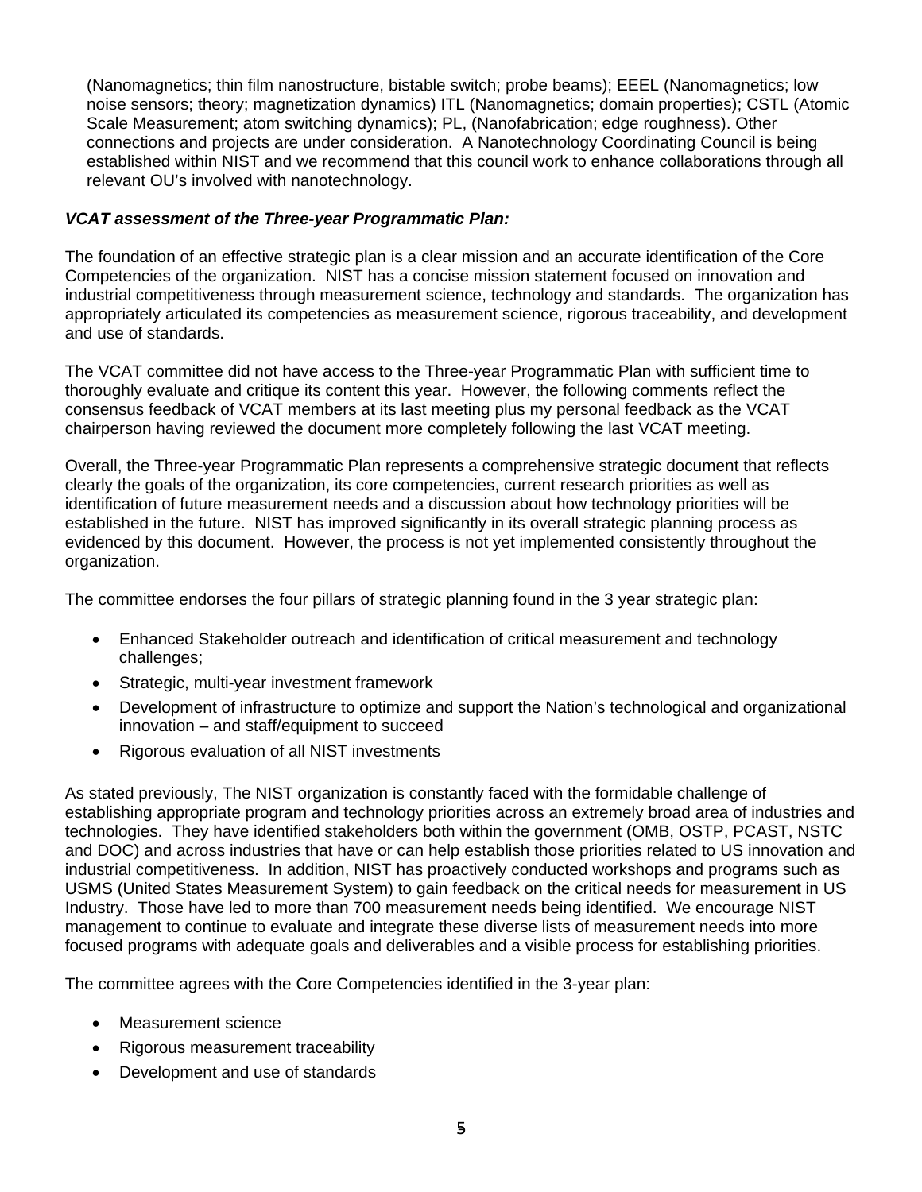(Nanomagnetics; thin film nanostructure, bistable switch; probe beams); EEEL (Nanomagnetics; low noise sensors; theory; magnetization dynamics) ITL (Nanomagnetics; domain properties); CSTL (Atomic Scale Measurement; atom switching dynamics); PL, (Nanofabrication; edge roughness). Other connections and projects are under consideration. A Nanotechnology Coordinating Council is being established within NIST and we recommend that this council work to enhance collaborations through all relevant OU's involved with nanotechnology.

***VCAT assessment of the Three-year Programmatic Plan:***

The foundation of an effective strategic plan is a clear mission and an accurate identification of the Core Competencies of the organization. NIST has a concise mission statement focused on innovation and industrial competitiveness through measurement science, technology and standards. The organization has appropriately articulated its competencies as measurement science, rigorous traceability, and development and use of standards.

The VCAT committee did not have access to the Three-year Programmatic Plan with sufficient time to thoroughly evaluate and critique its content this year. However, the following comments reflect the consensus feedback of VCAT members at its last meeting plus my personal feedback as the VCAT chairperson having reviewed the document more completely following the last VCAT meeting.

Overall, the Three-year Programmatic Plan represents a comprehensive strategic document that reflects clearly the goals of the organization, its core competencies, current research priorities as well as identification of future measurement needs and a discussion about how technology priorities will be established in the future. NIST has improved significantly in its overall strategic planning process as evidenced by this document. However, the process is not yet implemented consistently throughout the organization.

The committee endorses the four pillars of strategic planning found in the 3 year strategic plan:

- Enhanced Stakeholder outreach and identification of critical measurement and technology challenges;
- Strategic, multi-year investment framework
- Development of infrastructure to optimize and support the Nation's technological and organizational innovation – and staff/equipment to succeed
- Rigorous evaluation of all NIST investments

As stated previously, The NIST organization is constantly faced with the formidable challenge of establishing appropriate program and technology priorities across an extremely broad area of industries and technologies. They have identified stakeholders both within the government (OMB, OSTP, PCAST, NSTC and DOC) and across industries that have or can help establish those priorities related to US innovation and industrial competitiveness. In addition, NIST has proactively conducted workshops and programs such as USMS (United States Measurement System) to gain feedback on the critical needs for measurement in US Industry. Those have led to more than 700 measurement needs being identified. We encourage NIST management to continue to evaluate and integrate these diverse lists of measurement needs into more focused programs with adequate goals and deliverables and a visible process for establishing priorities.

The committee agrees with the Core Competencies identified in the 3-year plan:

- Measurement science
- Rigorous measurement traceability
- Development and use of standards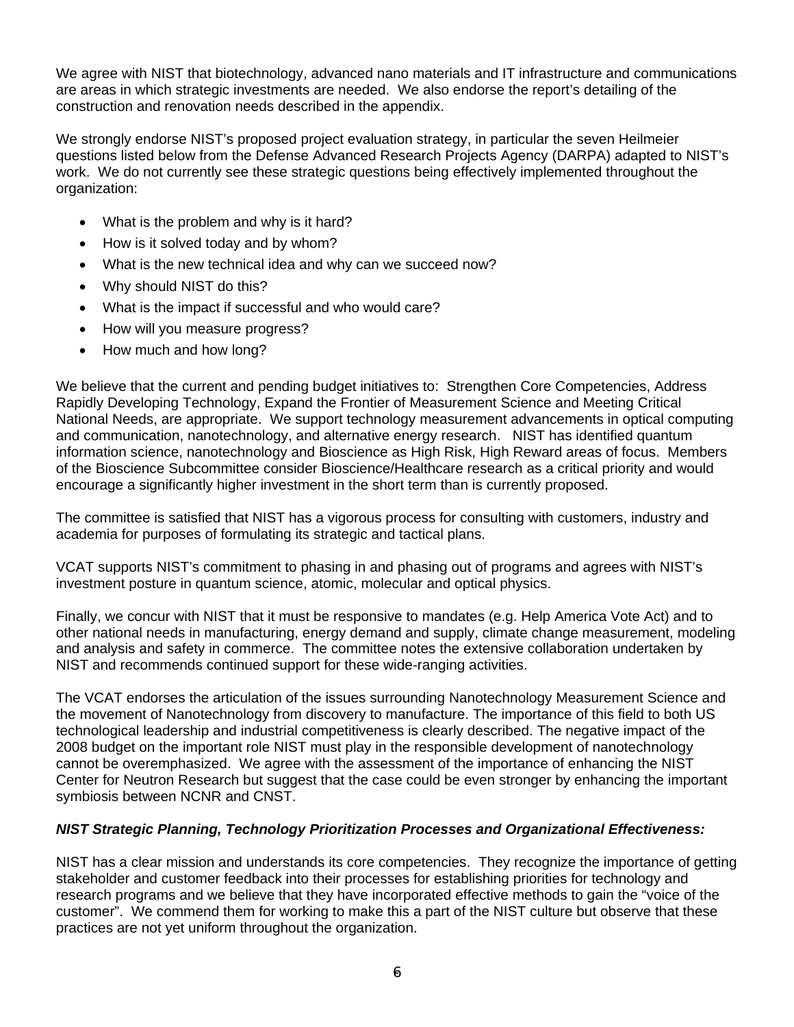We agree with NIST that biotechnology, advanced nano materials and IT infrastructure and communications are areas in which strategic investments are needed. We also endorse the report's detailing of the construction and renovation needs described in the appendix.

We strongly endorse NIST's proposed project evaluation strategy, in particular the seven Heilmeier questions listed below from the Defense Advanced Research Projects Agency (DARPA) adapted to NIST's work. We do not currently see these strategic questions being effectively implemented throughout the organization:

- What is the problem and why is it hard?
- How is it solved today and by whom?
- What is the new technical idea and why can we succeed now?
- Why should NIST do this?
- What is the impact if successful and who would care?
- How will you measure progress?
- How much and how long?

We believe that the current and pending budget initiatives to: Strengthen Core Competencies, Address Rapidly Developing Technology, Expand the Frontier of Measurement Science and Meeting Critical National Needs, are appropriate. We support technology measurement advancements in optical computing and communication, nanotechnology, and alternative energy research. NIST has identified quantum information science, nanotechnology and Bioscience as High Risk, High Reward areas of focus. Members of the Bioscience Subcommittee consider Bioscience/Healthcare research as a critical priority and would encourage a significantly higher investment in the short term than is currently proposed.

The committee is satisfied that NIST has a vigorous process for consulting with customers, industry and academia for purposes of formulating its strategic and tactical plans.

VCAT supports NIST's commitment to phasing in and phasing out of programs and agrees with NIST's investment posture in quantum science, atomic, molecular and optical physics.

Finally, we concur with NIST that it must be responsive to mandates (e.g. Help America Vote Act) and to other national needs in manufacturing, energy demand and supply, climate change measurement, modeling and analysis and safety in commerce. The committee notes the extensive collaboration undertaken by NIST and recommends continued support for these wide-ranging activities.

The VCAT endorses the articulation of the issues surrounding Nanotechnology Measurement Science and the movement of Nanotechnology from discovery to manufacture. The importance of this field to both US technological leadership and industrial competitiveness is clearly described. The negative impact of the 2008 budget on the important role NIST must play in the responsible development of nanotechnology cannot be overemphasized. We agree with the assessment of the importance of enhancing the NIST Center for Neutron Research but suggest that the case could be even stronger by enhancing the important symbiosis between NCNR and CNST.

***NIST Strategic Planning, Technology Prioritization Processes and Organizational Effectiveness:***

NIST has a clear mission and understands its core competencies. They recognize the importance of getting stakeholder and customer feedback into their processes for establishing priorities for technology and research programs and we believe that they have incorporated effective methods to gain the "voice of the customer". We commend them for working to make this a part of the NIST culture but observe that these practices are not yet uniform throughout the organization.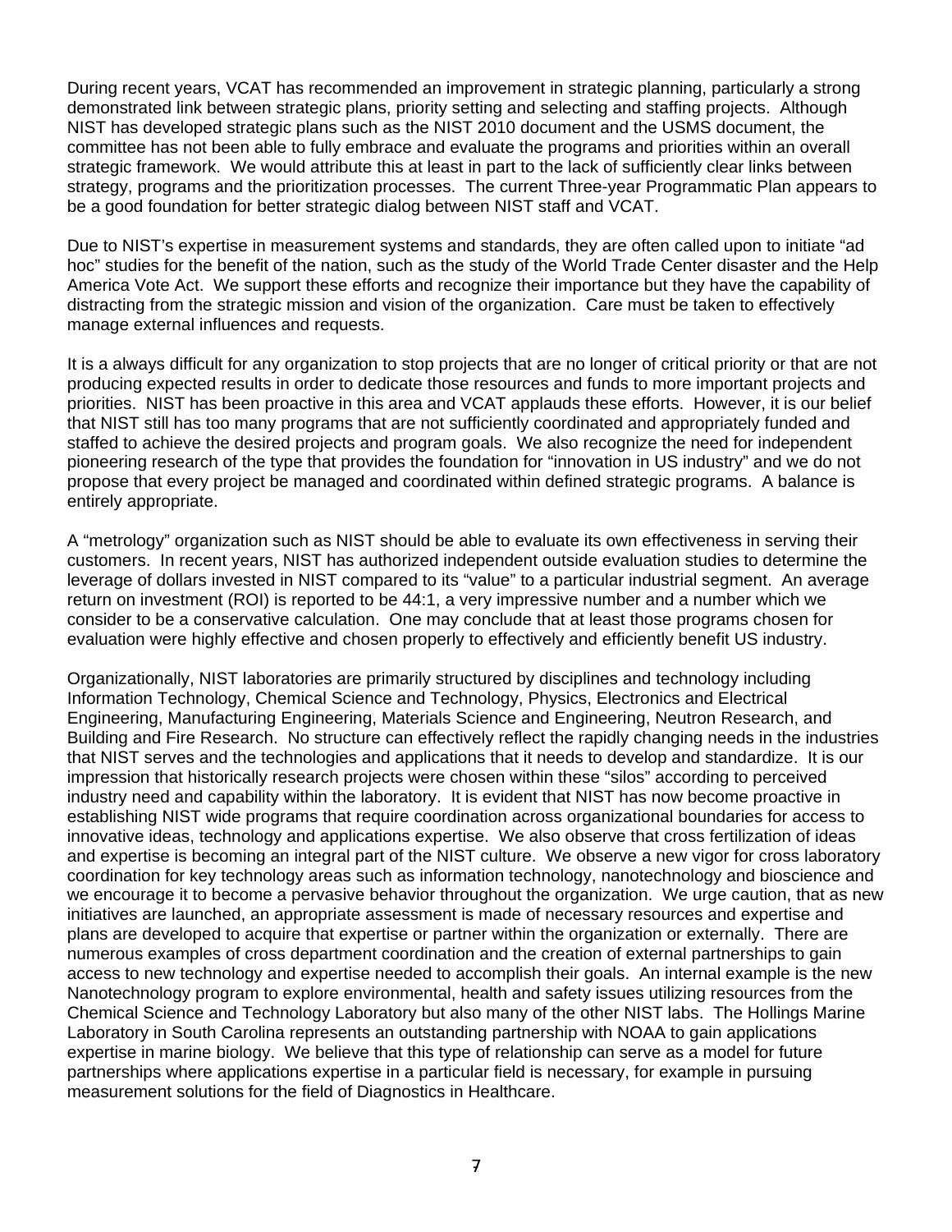During recent years, VCAT has recommended an improvement in strategic planning, particularly a strong demonstrated link between strategic plans, priority setting and selecting and staffing projects. Although NIST has developed strategic plans such as the NIST 2010 document and the USMS document, the committee has not been able to fully embrace and evaluate the programs and priorities within an overall strategic framework. We would attribute this at least in part to the lack of sufficiently clear links between strategy, programs and the prioritization processes. The current Three-year Programmatic Plan appears to be a good foundation for better strategic dialog between NIST staff and VCAT.

Due to NIST's expertise in measurement systems and standards, they are often called upon to initiate "ad hoc" studies for the benefit of the nation, such as the study of the World Trade Center disaster and the Help America Vote Act. We support these efforts and recognize their importance but they have the capability of distracting from the strategic mission and vision of the organization. Care must be taken to effectively manage external influences and requests.

It is a always difficult for any organization to stop projects that are no longer of critical priority or that are not producing expected results in order to dedicate those resources and funds to more important projects and priorities. NIST has been proactive in this area and VCAT applauds these efforts. However, it is our belief that NIST still has too many programs that are not sufficiently coordinated and appropriately funded and staffed to achieve the desired projects and program goals. We also recognize the need for independent pioneering research of the type that provides the foundation for "innovation in US industry" and we do not propose that every project be managed and coordinated within defined strategic programs. A balance is entirely appropriate.

A "metrology" organization such as NIST should be able to evaluate its own effectiveness in serving their customers. In recent years, NIST has authorized independent outside evaluation studies to determine the leverage of dollars invested in NIST compared to its "value" to a particular industrial segment. An average return on investment (ROI) is reported to be 44:1, a very impressive number and a number which we consider to be a conservative calculation. One may conclude that at least those programs chosen for evaluation were highly effective and chosen properly to effectively and efficiently benefit US industry.

Organizationally, NIST laboratories are primarily structured by disciplines and technology including Information Technology, Chemical Science and Technology, Physics, Electronics and Electrical Engineering, Manufacturing Engineering, Materials Science and Engineering, Neutron Research, and Building and Fire Research. No structure can effectively reflect the rapidly changing needs in the industries that NIST serves and the technologies and applications that it needs to develop and standardize. It is our impression that historically research projects were chosen within these "silos" according to perceived industry need and capability within the laboratory. It is evident that NIST has now become proactive in establishing NIST wide programs that require coordination across organizational boundaries for access to innovative ideas, technology and applications expertise. We also observe that cross fertilization of ideas and expertise is becoming an integral part of the NIST culture. We observe a new vigor for cross laboratory coordination for key technology areas such as information technology, nanotechnology and bioscience and we encourage it to become a pervasive behavior throughout the organization. We urge caution, that as new initiatives are launched, an appropriate assessment is made of necessary resources and expertise and plans are developed to acquire that expertise or partner within the organization or externally. There are numerous examples of cross department coordination and the creation of external partnerships to gain access to new technology and expertise needed to accomplish their goals. An internal example is the new Nanotechnology program to explore environmental, health and safety issues utilizing resources from the Chemical Science and Technology Laboratory but also many of the other NIST labs. The Hollings Marine Laboratory in South Carolina represents an outstanding partnership with NOAA to gain applications expertise in marine biology. We believe that this type of relationship can serve as a model for future partnerships where applications expertise in a particular field is necessary, for example in pursuing measurement solutions for the field of Diagnostics in Healthcare.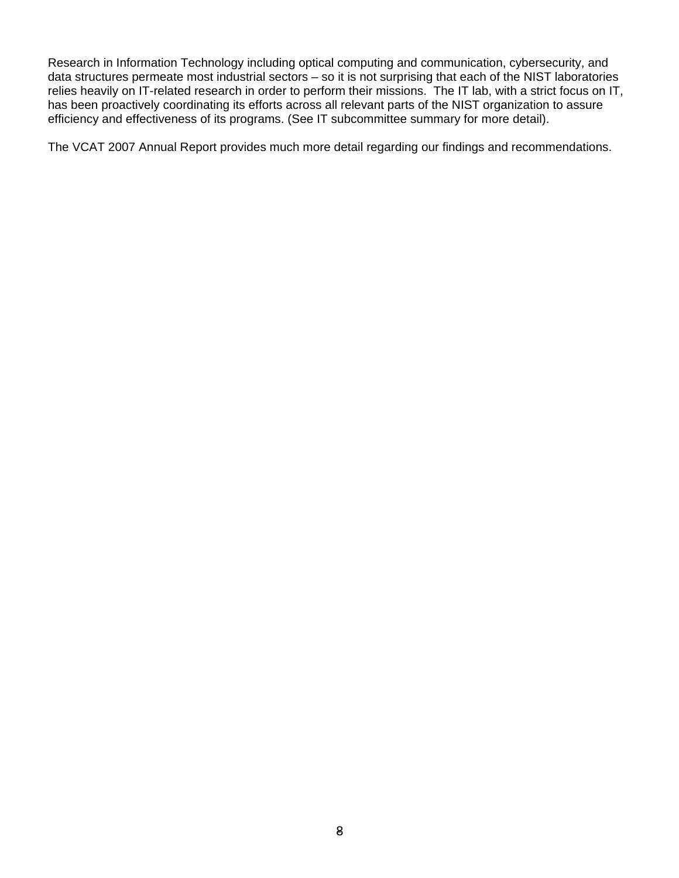Research in Information Technology including optical computing and communication, cybersecurity, and data structures permeate most industrial sectors – so it is not surprising that each of the NIST laboratories relies heavily on IT-related research in order to perform their missions. The IT lab, with a strict focus on IT, has been proactively coordinating its efforts across all relevant parts of the NIST organization to assure efficiency and effectiveness of its programs. (See IT subcommittee summary for more detail).

The VCAT 2007 Annual Report provides much more detail regarding our findings and recommendations.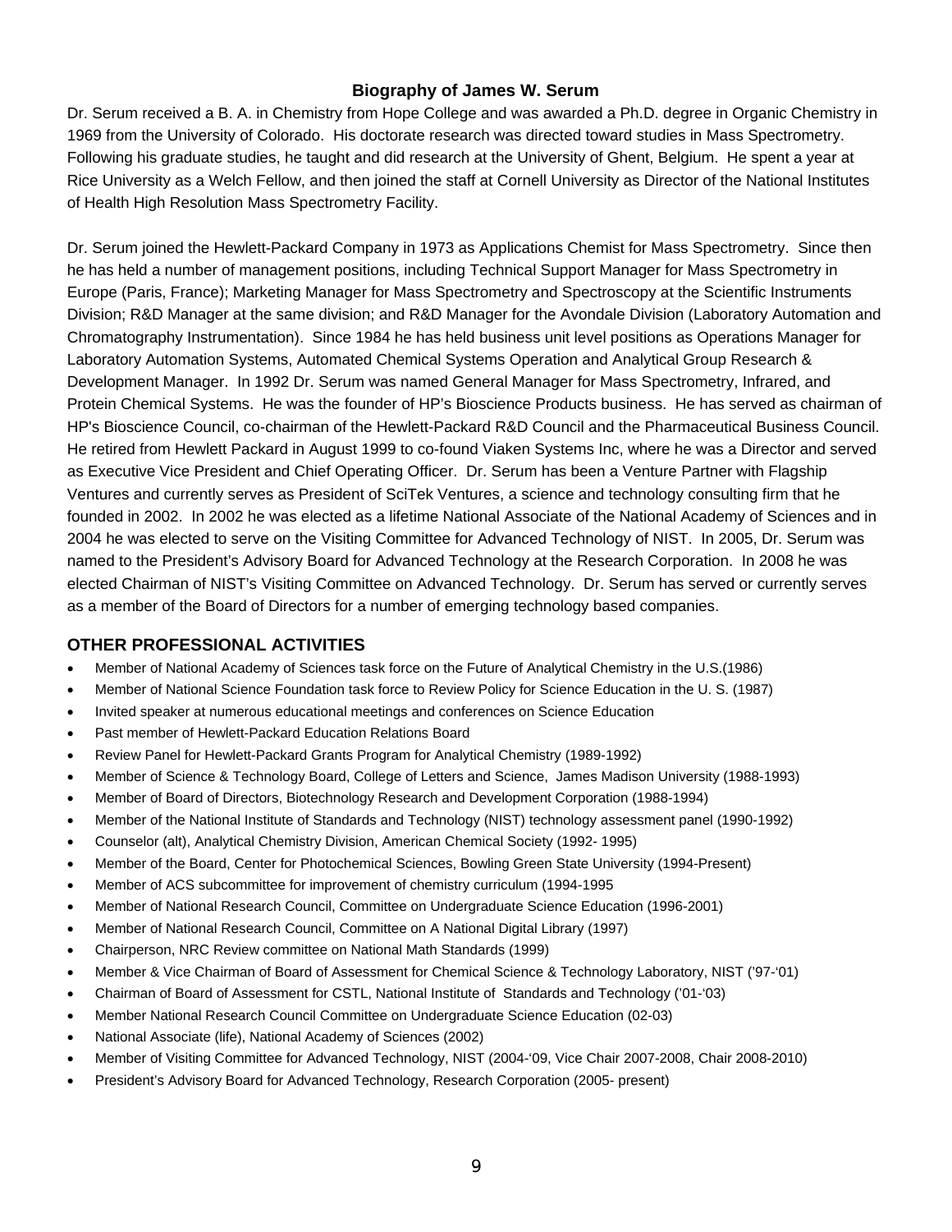## Biography of James W. Serum

Dr. Serum received a B. A. in Chemistry from Hope College and was awarded a Ph.D. degree in Organic Chemistry in 1969 from the University of Colorado. His doctorate research was directed toward studies in Mass Spectrometry. Following his graduate studies, he taught and did research at the University of Ghent, Belgium. He spent a year at Rice University as a Welch Fellow, and then joined the staff at Cornell University as Director of the National Institutes of Health High Resolution Mass Spectrometry Facility.

Dr. Serum joined the Hewlett-Packard Company in 1973 as Applications Chemist for Mass Spectrometry. Since then he has held a number of management positions, including Technical Support Manager for Mass Spectrometry in Europe (Paris, France); Marketing Manager for Mass Spectrometry and Spectroscopy at the Scientific Instruments Division; R&D Manager at the same division; and R&D Manager for the Avondale Division (Laboratory Automation and Chromatography Instrumentation). Since 1984 he has held business unit level positions as Operations Manager for Laboratory Automation Systems, Automated Chemical Systems Operation and Analytical Group Research & Development Manager. In 1992 Dr. Serum was named General Manager for Mass Spectrometry, Infrared, and Protein Chemical Systems. He was the founder of HP's Bioscience Products business. He has served as chairman of HP's Bioscience Council, co-chairman of the Hewlett-Packard R&D Council and the Pharmaceutical Business Council. He retired from Hewlett Packard in August 1999 to co-found Viaken Systems Inc, where he was a Director and served as Executive Vice President and Chief Operating Officer. Dr. Serum has been a Venture Partner with Flagship Ventures and currently serves as President of SciTek Ventures, a science and technology consulting firm that he founded in 2002. In 2002 he was elected as a lifetime National Associate of the National Academy of Sciences and in 2004 he was elected to serve on the Visiting Committee for Advanced Technology of NIST. In 2005, Dr. Serum was named to the President's Advisory Board for Advanced Technology at the Research Corporation. In 2008 he was elected Chairman of NIST's Visiting Committee on Advanced Technology. Dr. Serum has served or currently serves as a member of the Board of Directors for a number of emerging technology based companies.

### OTHER PROFESSIONAL ACTIVITIES

- Member of National Academy of Sciences task force on the Future of Analytical Chemistry in the U.S.(1986)
- Member of National Science Foundation task force to Review Policy for Science Education in the U. S. (1987)
- Invited speaker at numerous educational meetings and conferences on Science Education
- Past member of Hewlett-Packard Education Relations Board
- Review Panel for Hewlett-Packard Grants Program for Analytical Chemistry (1989-1992)
- Member of Science & Technology Board, College of Letters and Science, James Madison University (1988-1993)
- Member of Board of Directors, Biotechnology Research and Development Corporation (1988-1994)
- Member of the National Institute of Standards and Technology (NIST) technology assessment panel (1990-1992)
- Counselor (alt), Analytical Chemistry Division, American Chemical Society (1992- 1995)
- Member of the Board, Center for Photochemical Sciences, Bowling Green State University (1994-Present)
- Member of ACS subcommittee for improvement of chemistry curriculum (1994-1995
- Member of National Research Council, Committee on Undergraduate Science Education (1996-2001)
- Member of National Research Council, Committee on A National Digital Library (1997)
- Chairperson, NRC Review committee on National Math Standards (1999)
- Member & Vice Chairman of Board of Assessment for Chemical Science & Technology Laboratory, NIST ('97-'01)
- Chairman of Board of Assessment for CSTL, National Institute of Standards and Technology ('01-'03)
- Member National Research Council Committee on Undergraduate Science Education (02-03)
- National Associate (life), National Academy of Sciences (2002)
- Member of Visiting Committee for Advanced Technology, NIST (2004-'09, Vice Chair 2007-2008, Chair 2008-2010)
- President's Advisory Board for Advanced Technology, Research Corporation (2005- present)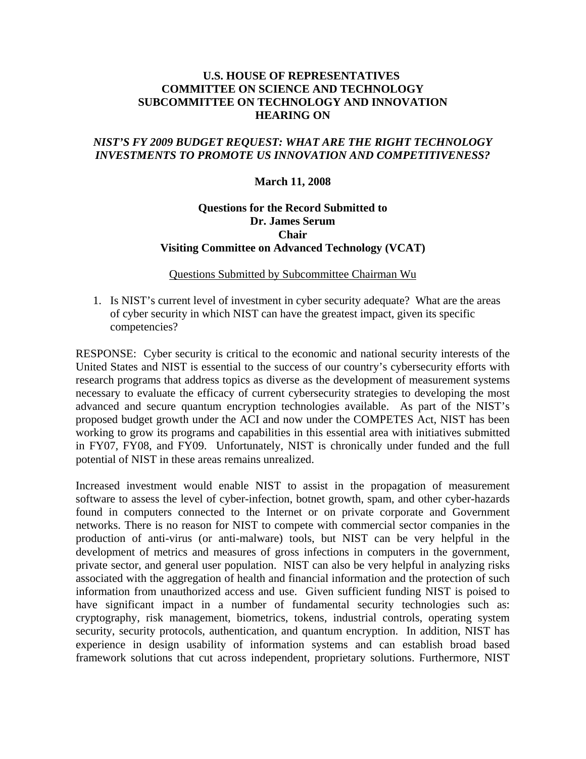**U.S. HOUSE OF REPRESENTATIVES**
**COMMITTEE ON SCIENCE AND TECHNOLOGY**
**SUBCOMMITTEE ON TECHNOLOGY AND INNOVATION**
**HEARING ON**

***NIST'S FY 2009 BUDGET REQUEST: WHAT ARE THE RIGHT TECHNOLOGY INVESTMENTS TO PROMOTE US INNOVATION AND COMPETITIVENESS?***

**March 11, 2008**

**Questions for the Record Submitted to**
**Dr. James Serum**
**Chair**
**Visiting Committee on Advanced Technology (VCAT)**

Questions Submitted by Subcommittee Chairman Wu

1. Is NIST's current level of investment in cyber security adequate? What are the areas of cyber security in which NIST can have the greatest impact, given its specific competencies?

RESPONSE: Cyber security is critical to the economic and national security interests of the United States and NIST is essential to the success of our country's cybersecurity efforts with research programs that address topics as diverse as the development of measurement systems necessary to evaluate the efficacy of current cybersecurity strategies to developing the most advanced and secure quantum encryption technologies available. As part of the NIST's proposed budget growth under the ACI and now under the COMPETES Act, NIST has been working to grow its programs and capabilities in this essential area with initiatives submitted in FY07, FY08, and FY09. Unfortunately, NIST is chronically under funded and the full potential of NIST in these areas remains unrealized.

Increased investment would enable NIST to assist in the propagation of measurement software to assess the level of cyber-infection, botnet growth, spam, and other cyber-hazards found in computers connected to the Internet or on private corporate and Government networks. There is no reason for NIST to compete with commercial sector companies in the production of anti-virus (or anti-malware) tools, but NIST can be very helpful in the development of metrics and measures of gross infections in computers in the government, private sector, and general user population. NIST can also be very helpful in analyzing risks associated with the aggregation of health and financial information and the protection of such information from unauthorized access and use. Given sufficient funding NIST is poised to have significant impact in a number of fundamental security technologies such as: cryptography, risk management, biometrics, tokens, industrial controls, operating system security, security protocols, authentication, and quantum encryption. In addition, NIST has experience in design usability of information systems and can establish broad based framework solutions that cut across independent, proprietary solutions. Furthermore, NIST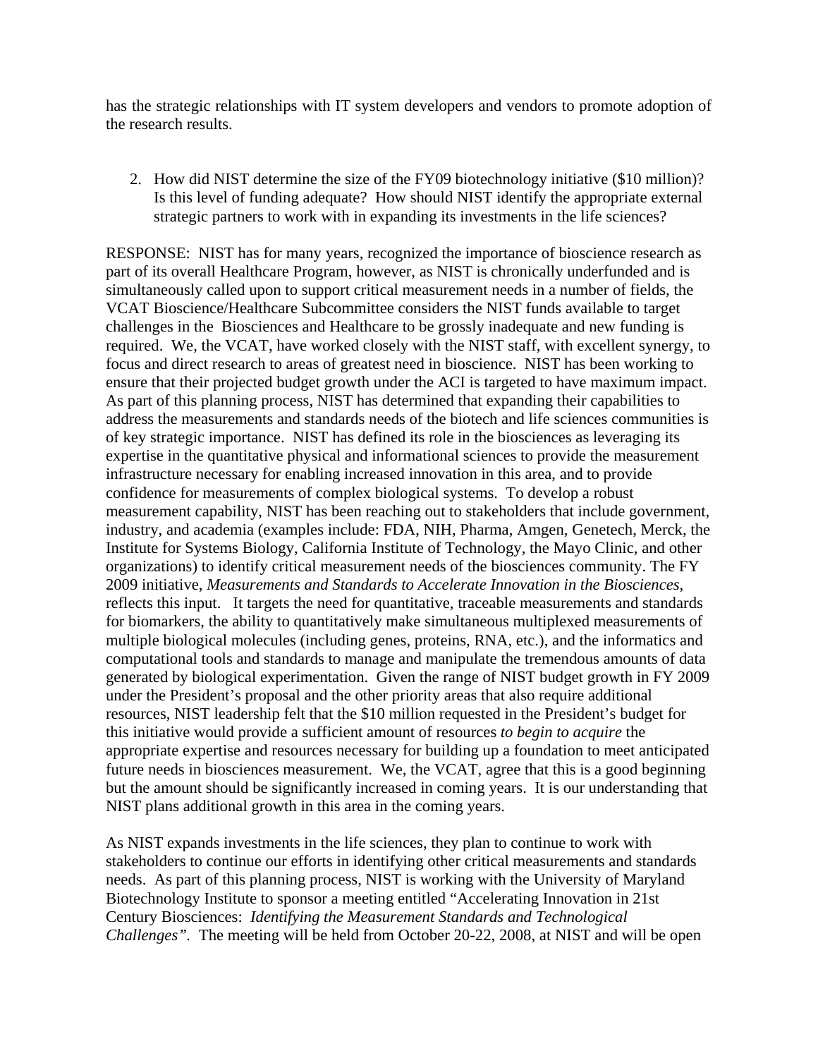has the strategic relationships with IT system developers and vendors to promote adoption of the research results.

2. How did NIST determine the size of the FY09 biotechnology initiative ($10 million)? Is this level of funding adequate? How should NIST identify the appropriate external strategic partners to work with in expanding its investments in the life sciences?

RESPONSE: NIST has for many years, recognized the importance of bioscience research as part of its overall Healthcare Program, however, as NIST is chronically underfunded and is simultaneously called upon to support critical measurement needs in a number of fields, the VCAT Bioscience/Healthcare Subcommittee considers the NIST funds available to target challenges in the Biosciences and Healthcare to be grossly inadequate and new funding is required. We, the VCAT, have worked closely with the NIST staff, with excellent synergy, to focus and direct research to areas of greatest need in bioscience. NIST has been working to ensure that their projected budget growth under the ACI is targeted to have maximum impact. As part of this planning process, NIST has determined that expanding their capabilities to address the measurements and standards needs of the biotech and life sciences communities is of key strategic importance. NIST has defined its role in the biosciences as leveraging its expertise in the quantitative physical and informational sciences to provide the measurement infrastructure necessary for enabling increased innovation in this area, and to provide confidence for measurements of complex biological systems. To develop a robust measurement capability, NIST has been reaching out to stakeholders that include government, industry, and academia (examples include: FDA, NIH, Pharma, Amgen, Genetech, Merck, the Institute for Systems Biology, California Institute of Technology, the Mayo Clinic, and other organizations) to identify critical measurement needs of the biosciences community. The FY 2009 initiative, *Measurements and Standards to Accelerate Innovation in the Biosciences*, reflects this input. It targets the need for quantitative, traceable measurements and standards for biomarkers, the ability to quantitatively make simultaneous multiplexed measurements of multiple biological molecules (including genes, proteins, RNA, etc.), and the informatics and computational tools and standards to manage and manipulate the tremendous amounts of data generated by biological experimentation. Given the range of NIST budget growth in FY 2009 under the President's proposal and the other priority areas that also require additional resources, NIST leadership felt that the $10 million requested in the President's budget for this initiative would provide a sufficient amount of resources *to begin to acquire* the appropriate expertise and resources necessary for building up a foundation to meet anticipated future needs in biosciences measurement. We, the VCAT, agree that this is a good beginning but the amount should be significantly increased in coming years. It is our understanding that NIST plans additional growth in this area in the coming years.

As NIST expands investments in the life sciences, they plan to continue to work with stakeholders to continue our efforts in identifying other critical measurements and standards needs. As part of this planning process, NIST is working with the University of Maryland Biotechnology Institute to sponsor a meeting entitled "Accelerating Innovation in 21st Century Biosciences: *Identifying the Measurement Standards and Technological Challenges"*. The meeting will be held from October 20-22, 2008, at NIST and will be open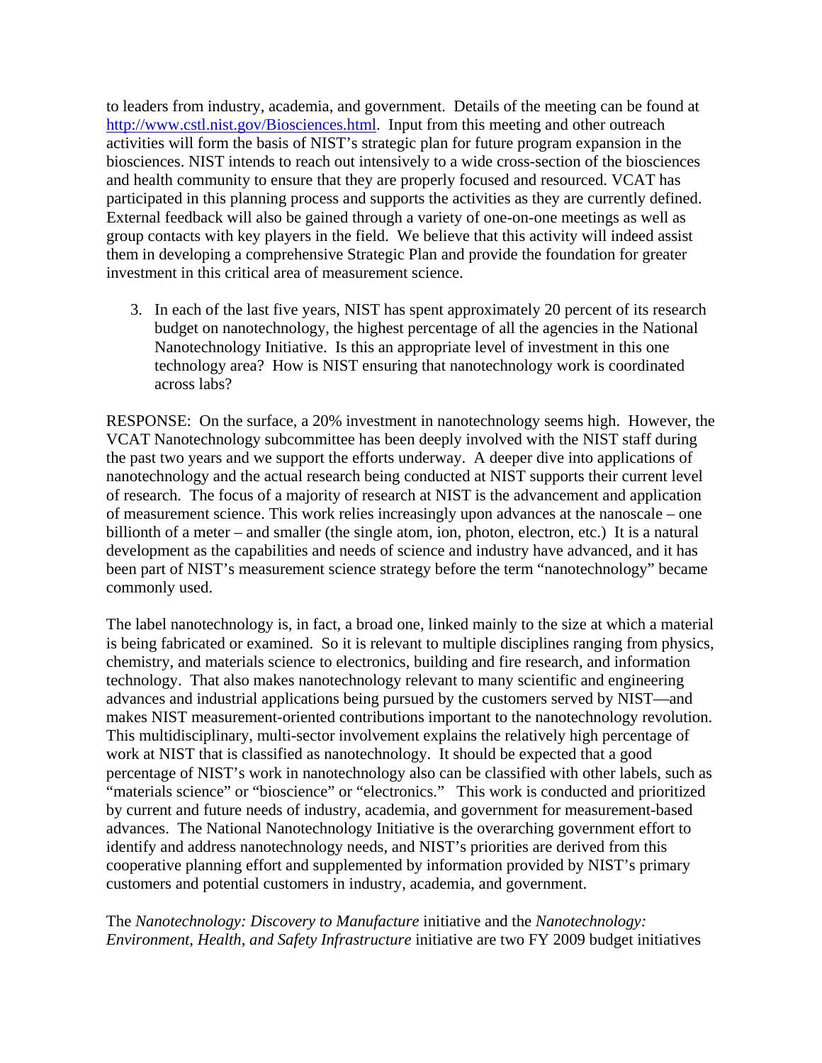to leaders from industry, academia, and government. Details of the meeting can be found at http://www.cstl.nist.gov/Biosciences.html. Input from this meeting and other outreach activities will form the basis of NIST's strategic plan for future program expansion in the biosciences. NIST intends to reach out intensively to a wide cross-section of the biosciences and health community to ensure that they are properly focused and resourced. VCAT has participated in this planning process and supports the activities as they are currently defined. External feedback will also be gained through a variety of one-on-one meetings as well as group contacts with key players in the field. We believe that this activity will indeed assist them in developing a comprehensive Strategic Plan and provide the foundation for greater investment in this critical area of measurement science.

3. In each of the last five years, NIST has spent approximately 20 percent of its research budget on nanotechnology, the highest percentage of all the agencies in the National Nanotechnology Initiative. Is this an appropriate level of investment in this one technology area? How is NIST ensuring that nanotechnology work is coordinated across labs?

RESPONSE: On the surface, a 20% investment in nanotechnology seems high. However, the VCAT Nanotechnology subcommittee has been deeply involved with the NIST staff during the past two years and we support the efforts underway. A deeper dive into applications of nanotechnology and the actual research being conducted at NIST supports their current level of research. The focus of a majority of research at NIST is the advancement and application of measurement science. This work relies increasingly upon advances at the nanoscale – one billionth of a meter – and smaller (the single atom, ion, photon, electron, etc.) It is a natural development as the capabilities and needs of science and industry have advanced, and it has been part of NIST's measurement science strategy before the term "nanotechnology" became commonly used.

The label nanotechnology is, in fact, a broad one, linked mainly to the size at which a material is being fabricated or examined. So it is relevant to multiple disciplines ranging from physics, chemistry, and materials science to electronics, building and fire research, and information technology. That also makes nanotechnology relevant to many scientific and engineering advances and industrial applications being pursued by the customers served by NIST—and makes NIST measurement-oriented contributions important to the nanotechnology revolution. This multidisciplinary, multi-sector involvement explains the relatively high percentage of work at NIST that is classified as nanotechnology. It should be expected that a good percentage of NIST's work in nanotechnology also can be classified with other labels, such as "materials science" or "bioscience" or "electronics." This work is conducted and prioritized by current and future needs of industry, academia, and government for measurement-based advances. The National Nanotechnology Initiative is the overarching government effort to identify and address nanotechnology needs, and NIST's priorities are derived from this cooperative planning effort and supplemented by information provided by NIST's primary customers and potential customers in industry, academia, and government.

The *Nanotechnology: Discovery to Manufacture* initiative and the *Nanotechnology: Environment, Health, and Safety Infrastructure* initiative are two FY 2009 budget initiatives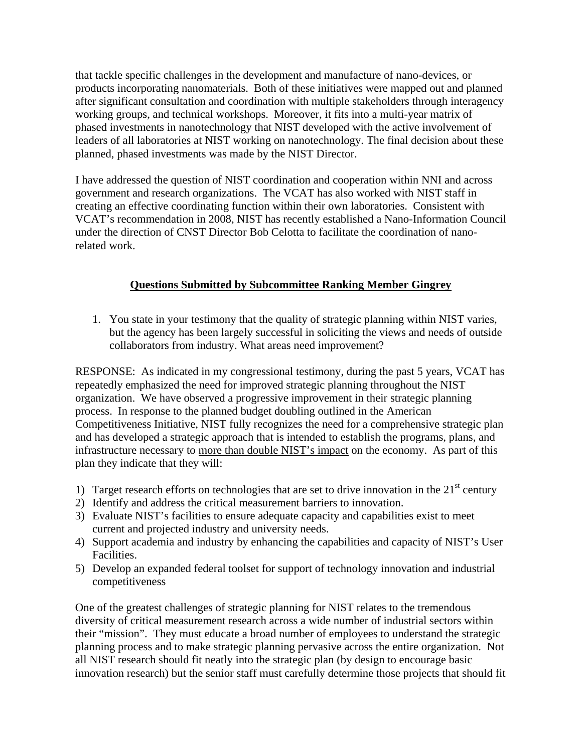that tackle specific challenges in the development and manufacture of nano-devices, or products incorporating nanomaterials. Both of these initiatives were mapped out and planned after significant consultation and coordination with multiple stakeholders through interagency working groups, and technical workshops. Moreover, it fits into a multi-year matrix of phased investments in nanotechnology that NIST developed with the active involvement of leaders of all laboratories at NIST working on nanotechnology. The final decision about these planned, phased investments was made by the NIST Director.

I have addressed the question of NIST coordination and cooperation within NNI and across government and research organizations. The VCAT has also worked with NIST staff in creating an effective coordinating function within their own laboratories. Consistent with VCAT's recommendation in 2008, NIST has recently established a Nano-Information Council under the direction of CNST Director Bob Celotta to facilitate the coordination of nano-related work.

## Questions Submitted by Subcommittee Ranking Member Gingrey

1. You state in your testimony that the quality of strategic planning within NIST varies, but the agency has been largely successful in soliciting the views and needs of outside collaborators from industry. What areas need improvement?

RESPONSE: As indicated in my congressional testimony, during the past 5 years, VCAT has repeatedly emphasized the need for improved strategic planning throughout the NIST organization. We have observed a progressive improvement in their strategic planning process. In response to the planned budget doubling outlined in the American Competitiveness Initiative, NIST fully recognizes the need for a comprehensive strategic plan and has developed a strategic approach that is intended to establish the programs, plans, and infrastructure necessary to more than double NIST's impact on the economy. As part of this plan they indicate that they will:

1) Target research efforts on technologies that are set to drive innovation in the 21st century
2) Identify and address the critical measurement barriers to innovation.
3) Evaluate NIST's facilities to ensure adequate capacity and capabilities exist to meet current and projected industry and university needs.
4) Support academia and industry by enhancing the capabilities and capacity of NIST's User Facilities.
5) Develop an expanded federal toolset for support of technology innovation and industrial competitiveness

One of the greatest challenges of strategic planning for NIST relates to the tremendous diversity of critical measurement research across a wide number of industrial sectors within their "mission". They must educate a broad number of employees to understand the strategic planning process and to make strategic planning pervasive across the entire organization. Not all NIST research should fit neatly into the strategic plan (by design to encourage basic innovation research) but the senior staff must carefully determine those projects that should fit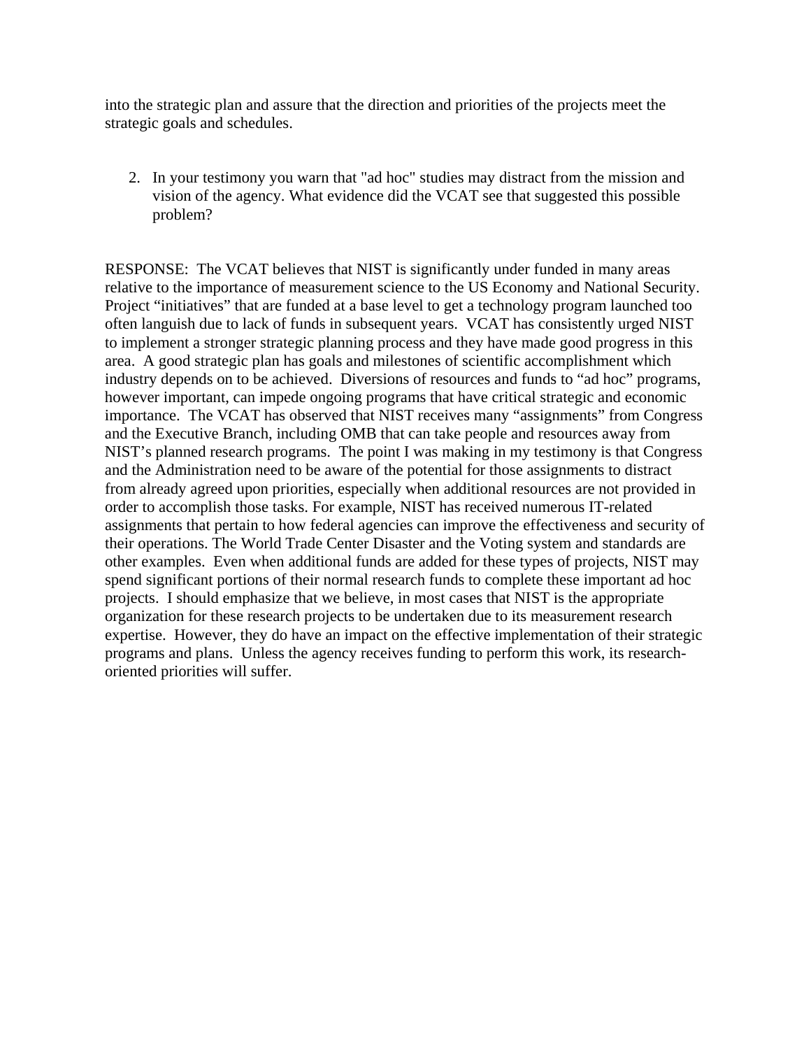into the strategic plan and assure that the direction and priorities of the projects meet the strategic goals and schedules.

2. In your testimony you warn that "ad hoc" studies may distract from the mission and vision of the agency. What evidence did the VCAT see that suggested this possible problem?

RESPONSE: The VCAT believes that NIST is significantly under funded in many areas relative to the importance of measurement science to the US Economy and National Security. Project "initiatives" that are funded at a base level to get a technology program launched too often languish due to lack of funds in subsequent years. VCAT has consistently urged NIST to implement a stronger strategic planning process and they have made good progress in this area. A good strategic plan has goals and milestones of scientific accomplishment which industry depends on to be achieved. Diversions of resources and funds to "ad hoc" programs, however important, can impede ongoing programs that have critical strategic and economic importance. The VCAT has observed that NIST receives many "assignments" from Congress and the Executive Branch, including OMB that can take people and resources away from NIST's planned research programs. The point I was making in my testimony is that Congress and the Administration need to be aware of the potential for those assignments to distract from already agreed upon priorities, especially when additional resources are not provided in order to accomplish those tasks. For example, NIST has received numerous IT-related assignments that pertain to how federal agencies can improve the effectiveness and security of their operations. The World Trade Center Disaster and the Voting system and standards are other examples. Even when additional funds are added for these types of projects, NIST may spend significant portions of their normal research funds to complete these important ad hoc projects. I should emphasize that we believe, in most cases that NIST is the appropriate organization for these research projects to be undertaken due to its measurement research expertise. However, they do have an impact on the effective implementation of their strategic programs and plans. Unless the agency receives funding to perform this work, its research-oriented priorities will suffer.